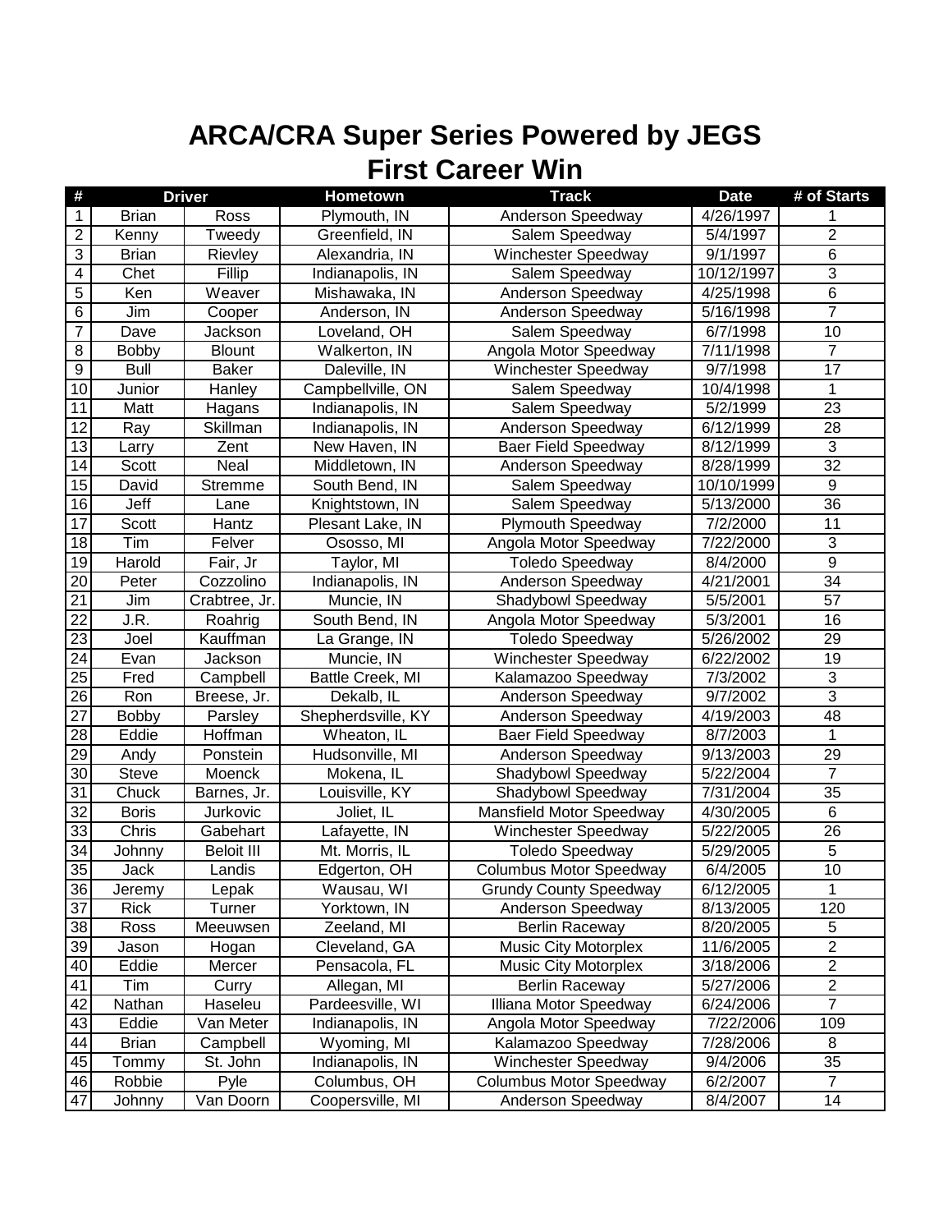# ARCA/CRA Super Series Powered by JEGS
## First Career Win

| # | Driver | | Hometown | Track | Date | # of Starts |
|---|---|---|---|---|---|---|
| 1 | Brian | Ross | Plymouth, IN | Anderson Speedway | 4/26/1997 | 1 |
| 2 | Kenny | Tweedy | Greenfield, IN | Salem Speedway | 5/4/1997 | 2 |
| 3 | Brian | Rievley | Alexandria, IN | Winchester Speedway | 9/1/1997 | 6 |
| 4 | Chet | Fillip | Indianapolis, IN | Salem Speedway | 10/12/1997 | 3 |
| 5 | Ken | Weaver | Mishawaka, IN | Anderson Speedway | 4/25/1998 | 6 |
| 6 | Jim | Cooper | Anderson, IN | Anderson Speedway | 5/16/1998 | 7 |
| 7 | Dave | Jackson | Loveland, OH | Salem Speedway | 6/7/1998 | 10 |
| 8 | Bobby | Blount | Walkerton, IN | Angola Motor Speedway | 7/11/1998 | 7 |
| 9 | Bull | Baker | Daleville, IN | Winchester Speedway | 9/7/1998 | 17 |
| 10 | Junior | Hanley | Campbellville, ON | Salem Speedway | 10/4/1998 | 1 |
| 11 | Matt | Hagans | Indianapolis, IN | Salem Speedway | 5/2/1999 | 23 |
| 12 | Ray | Skillman | Indianapolis, IN | Anderson Speedway | 6/12/1999 | 28 |
| 13 | Larry | Zent | New Haven, IN | Baer Field Speedway | 8/12/1999 | 3 |
| 14 | Scott | Neal | Middletown, IN | Anderson Speedway | 8/28/1999 | 32 |
| 15 | David | Stremme | South Bend, IN | Salem Speedway | 10/10/1999 | 9 |
| 16 | Jeff | Lane | Knightstown, IN | Salem Speedway | 5/13/2000 | 36 |
| 17 | Scott | Hantz | Plesant Lake, IN | Plymouth Speedway | 7/2/2000 | 11 |
| 18 | Tim | Felver | Ososso, MI | Angola Motor Speedway | 7/22/2000 | 3 |
| 19 | Harold | Fair, Jr | Taylor, MI | Toledo Speedway | 8/4/2000 | 9 |
| 20 | Peter | Cozzolino | Indianapolis, IN | Anderson Speedway | 4/21/2001 | 34 |
| 21 | Jim | Crabtree, Jr. | Muncie, IN | Shadybowl Speedway | 5/5/2001 | 57 |
| 22 | J.R. | Roahrig | South Bend, IN | Angola Motor Speedway | 5/3/2001 | 16 |
| 23 | Joel | Kauffman | La Grange, IN | Toledo Speedway | 5/26/2002 | 29 |
| 24 | Evan | Jackson | Muncie, IN | Winchester Speedway | 6/22/2002 | 19 |
| 25 | Fred | Campbell | Battle Creek, MI | Kalamazoo Speedway | 7/3/2002 | 3 |
| 26 | Ron | Breese, Jr. | Dekalb, IL | Anderson Speedway | 9/7/2002 | 3 |
| 27 | Bobby | Parsley | Shepherdsville, KY | Anderson Speedway | 4/19/2003 | 48 |
| 28 | Eddie | Hoffman | Wheaton, IL | Baer Field Speedway | 8/7/2003 | 1 |
| 29 | Andy | Ponstein | Hudsonville, MI | Anderson Speedway | 9/13/2003 | 29 |
| 30 | Steve | Moenck | Mokena, IL | Shadybowl Speedway | 5/22/2004 | 7 |
| 31 | Chuck | Barnes, Jr. | Louisville, KY | Shadybowl Speedway | 7/31/2004 | 35 |
| 32 | Boris | Jurkovic | Joliet, IL | Mansfield Motor Speedway | 4/30/2005 | 6 |
| 33 | Chris | Gabehart | Lafayette, IN | Winchester Speedway | 5/22/2005 | 26 |
| 34 | Johnny | Beloit III | Mt. Morris, IL | Toledo Speedway | 5/29/2005 | 5 |
| 35 | Jack | Landis | Edgerton, OH | Columbus Motor Speedway | 6/4/2005 | 10 |
| 36 | Jeremy | Lepak | Wausau, WI | Grundy County Speedway | 6/12/2005 | 1 |
| 37 | Rick | Turner | Yorktown, IN | Anderson Speedway | 8/13/2005 | 120 |
| 38 | Ross | Meeuwsen | Zeeland, MI | Berlin Raceway | 8/20/2005 | 5 |
| 39 | Jason | Hogan | Cleveland, GA | Music City Motorplex | 11/6/2005 | 2 |
| 40 | Eddie | Mercer | Pensacola, FL | Music City Motorplex | 3/18/2006 | 2 |
| 41 | Tim | Curry | Allegan, MI | Berlin Raceway | 5/27/2006 | 2 |
| 42 | Nathan | Haseleu | Pardeesville, WI | Illiana Motor Speedway | 6/24/2006 | 7 |
| 43 | Eddie | Van Meter | Indianapolis, IN | Angola Motor Speedway | 7/22/2006 | 109 |
| 44 | Brian | Campbell | Wyoming, MI | Kalamazoo Speedway | 7/28/2006 | 8 |
| 45 | Tommy | St. John | Indianapolis, IN | Winchester Speedway | 9/4/2006 | 35 |
| 46 | Robbie | Pyle | Columbus, OH | Columbus Motor Speedway | 6/2/2007 | 7 |
| 47 | Johnny | Van Doorn | Coopersville, MI | Anderson Speedway | 8/4/2007 | 14 |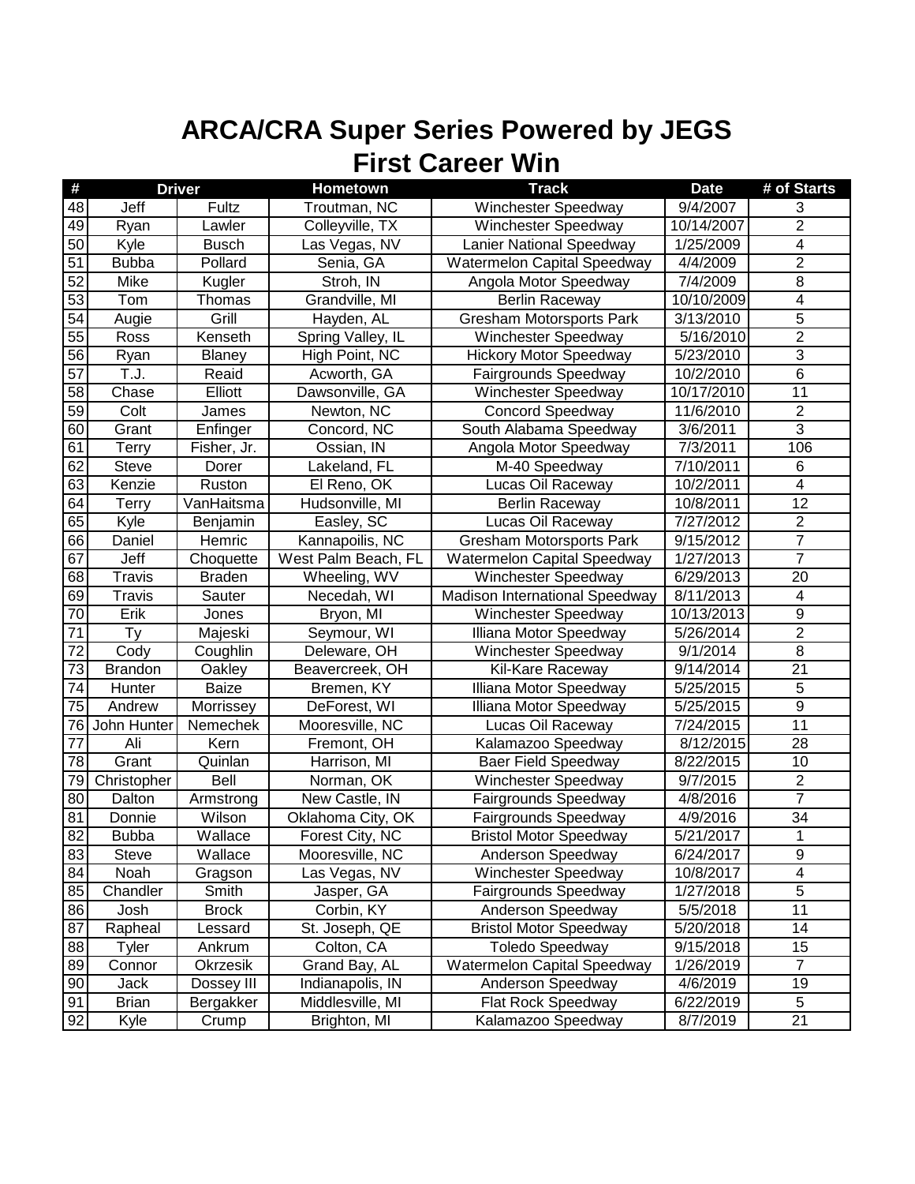# ARCA/CRA Super Series Powered by JEGS
# First Career Win

| # | Driver | | Hometown | Track | Date | # of Starts |
|---|---|---|---|---|---|---|
| 48 | Jeff | Fultz | Troutman, NC | Winchester Speedway | 9/4/2007 | 3 |
| 49 | Ryan | Lawler | Colleyville, TX | Winchester Speedway | 10/14/2007 | 2 |
| 50 | Kyle | Busch | Las Vegas, NV | Lanier National Speedway | 1/25/2009 | 4 |
| 51 | Bubba | Pollard | Senia, GA | Watermelon Capital Speedway | 4/4/2009 | 2 |
| 52 | Mike | Kugler | Stroh, IN | Angola Motor Speedway | 7/4/2009 | 8 |
| 53 | Tom | Thomas | Grandville, MI | Berlin Raceway | 10/10/2009 | 4 |
| 54 | Augie | Grill | Hayden, AL | Gresham Motorsports Park | 3/13/2010 | 5 |
| 55 | Ross | Kenseth | Spring Valley, IL | Winchester Speedway | 5/16/2010 | 2 |
| 56 | Ryan | Blaney | High Point, NC | Hickory Motor Speedway | 5/23/2010 | 3 |
| 57 | T.J. | Reaid | Acworth, GA | Fairgrounds Speedway | 10/2/2010 | 6 |
| 58 | Chase | Elliott | Dawsonville, GA | Winchester Speedway | 10/17/2010 | 11 |
| 59 | Colt | James | Newton, NC | Concord Speedway | 11/6/2010 | 2 |
| 60 | Grant | Enfinger | Concord, NC | South Alabama Speedway | 3/6/2011 | 3 |
| 61 | Terry | Fisher, Jr. | Ossian, IN | Angola Motor Speedway | 7/3/2011 | 106 |
| 62 | Steve | Dorer | Lakeland, FL | M-40 Speedway | 7/10/2011 | 6 |
| 63 | Kenzie | Ruston | El Reno, OK | Lucas Oil Raceway | 10/2/2011 | 4 |
| 64 | Terry | VanHaitsma | Hudsonville, MI | Berlin Raceway | 10/8/2011 | 12 |
| 65 | Kyle | Benjamin | Easley, SC | Lucas Oil Raceway | 7/27/2012 | 2 |
| 66 | Daniel | Hemric | Kannapoilis, NC | Gresham Motorsports Park | 9/15/2012 | 7 |
| 67 | Jeff | Choquette | West Palm Beach, FL | Watermelon Capital Speedway | 1/27/2013 | 7 |
| 68 | Travis | Braden | Wheeling, WV | Winchester Speedway | 6/29/2013 | 20 |
| 69 | Travis | Sauter | Necedah, WI | Madison International Speedway | 8/11/2013 | 4 |
| 70 | Erik | Jones | Bryon, MI | Winchester Speedway | 10/13/2013 | 9 |
| 71 | Ty | Majeski | Seymour, WI | Illiana Motor Speedway | 5/26/2014 | 2 |
| 72 | Cody | Coughlin | Deleware, OH | Winchester Speedway | 9/1/2014 | 8 |
| 73 | Brandon | Oakley | Beavercreek, OH | Kil-Kare Raceway | 9/14/2014 | 21 |
| 74 | Hunter | Baize | Bremen, KY | Illiana Motor Speedway | 5/25/2015 | 5 |
| 75 | Andrew | Morrissey | DeForest, WI | Illiana Motor Speedway | 5/25/2015 | 9 |
| 76 | John Hunter | Nemechek | Mooresville, NC | Lucas Oil Raceway | 7/24/2015 | 11 |
| 77 | Ali | Kern | Fremont, OH | Kalamazoo Speedway | 8/12/2015 | 28 |
| 78 | Grant | Quinlan | Harrison, MI | Baer Field Speedway | 8/22/2015 | 10 |
| 79 | Christopher | Bell | Norman, OK | Winchester Speedway | 9/7/2015 | 2 |
| 80 | Dalton | Armstrong | New Castle, IN | Fairgrounds Speedway | 4/8/2016 | 7 |
| 81 | Donnie | Wilson | Oklahoma City, OK | Fairgrounds Speedway | 4/9/2016 | 34 |
| 82 | Bubba | Wallace | Forest City, NC | Bristol Motor Speedway | 5/21/2017 | 1 |
| 83 | Steve | Wallace | Mooresville, NC | Anderson Speedway | 6/24/2017 | 9 |
| 84 | Noah | Gragson | Las Vegas, NV | Winchester Speedway | 10/8/2017 | 4 |
| 85 | Chandler | Smith | Jasper, GA | Fairgrounds Speedway | 1/27/2018 | 5 |
| 86 | Josh | Brock | Corbin, KY | Anderson Speedway | 5/5/2018 | 11 |
| 87 | Rapheal | Lessard | St. Joseph, QE | Bristol Motor Speedway | 5/20/2018 | 14 |
| 88 | Tyler | Ankrum | Colton, CA | Toledo Speedway | 9/15/2018 | 15 |
| 89 | Connor | Okrzesik | Grand Bay, AL | Watermelon Capital Speedway | 1/26/2019 | 7 |
| 90 | Jack | Dossey III | Indianapolis, IN | Anderson Speedway | 4/6/2019 | 19 |
| 91 | Brian | Bergakker | Middlesville, MI | Flat Rock Speedway | 6/22/2019 | 5 |
| 92 | Kyle | Crump | Brighton, MI | Kalamazoo Speedway | 8/7/2019 | 21 |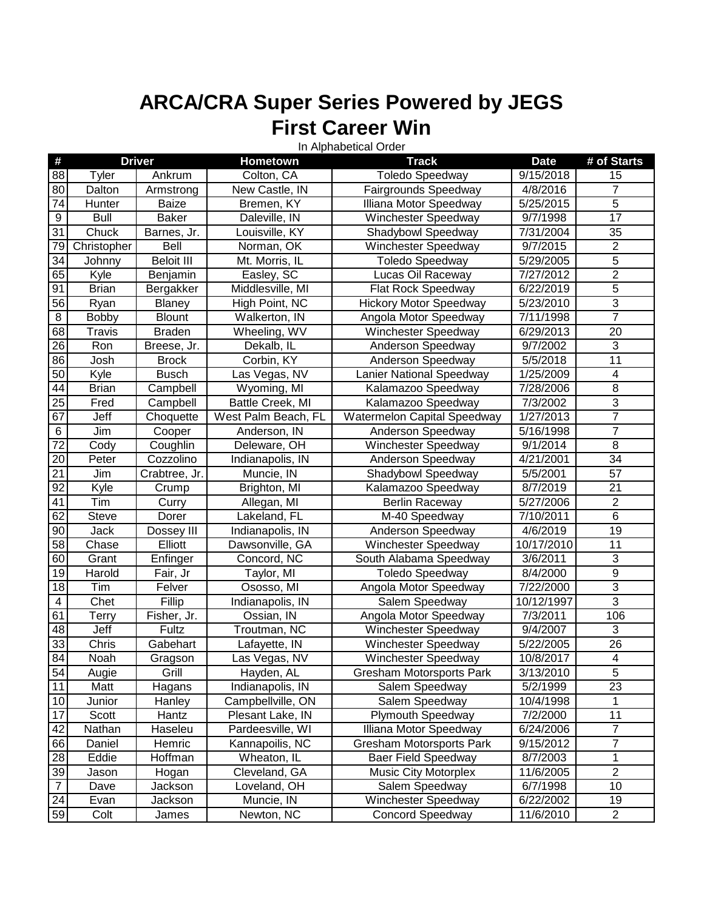# ARCA/CRA Super Series Powered by JEGS
# First Career Win

In Alphabetical Order

| # | Driver | | Hometown | Track | Date | # of Starts |
|---|---|---|---|---|---|---|
| 88 | Tyler | Ankrum | Colton, CA | Toledo Speedway | 9/15/2018 | 15 |
| 80 | Dalton | Armstrong | New Castle, IN | Fairgrounds Speedway | 4/8/2016 | 7 |
| 74 | Hunter | Baize | Bremen, KY | Illiana Motor Speedway | 5/25/2015 | 5 |
| 9 | Bull | Baker | Daleville, IN | Winchester Speedway | 9/7/1998 | 17 |
| 31 | Chuck | Barnes, Jr. | Louisville, KY | Shadybowl Speedway | 7/31/2004 | 35 |
| 79 | Christopher | Bell | Norman, OK | Winchester Speedway | 9/7/2015 | 2 |
| 34 | Johnny | Beloit III | Mt. Morris, IL | Toledo Speedway | 5/29/2005 | 5 |
| 65 | Kyle | Benjamin | Easley, SC | Lucas Oil Raceway | 7/27/2012 | 2 |
| 91 | Brian | Bergakker | Middlesville, MI | Flat Rock Speedway | 6/22/2019 | 5 |
| 56 | Ryan | Blaney | High Point, NC | Hickory Motor Speedway | 5/23/2010 | 3 |
| 8 | Bobby | Blount | Walkerton, IN | Angola Motor Speedway | 7/11/1998 | 7 |
| 68 | Travis | Braden | Wheeling, WV | Winchester Speedway | 6/29/2013 | 20 |
| 26 | Ron | Breese, Jr. | Dekalb, IL | Anderson Speedway | 9/7/2002 | 3 |
| 86 | Josh | Brock | Corbin, KY | Anderson Speedway | 5/5/2018 | 11 |
| 50 | Kyle | Busch | Las Vegas, NV | Lanier National Speedway | 1/25/2009 | 4 |
| 44 | Brian | Campbell | Wyoming, MI | Kalamazoo Speedway | 7/28/2006 | 8 |
| 25 | Fred | Campbell | Battle Creek, MI | Kalamazoo Speedway | 7/3/2002 | 3 |
| 67 | Jeff | Choquette | West Palm Beach, FL | Watermelon Capital Speedway | 1/27/2013 | 7 |
| 6 | Jim | Cooper | Anderson, IN | Anderson Speedway | 5/16/1998 | 7 |
| 72 | Cody | Coughlin | Deleware, OH | Winchester Speedway | 9/1/2014 | 8 |
| 20 | Peter | Cozzolino | Indianapolis, IN | Anderson Speedway | 4/21/2001 | 34 |
| 21 | Jim | Crabtree, Jr. | Muncie, IN | Shadybowl Speedway | 5/5/2001 | 57 |
| 92 | Kyle | Crump | Brighton, MI | Kalamazoo Speedway | 8/7/2019 | 21 |
| 41 | Tim | Curry | Allegan, MI | Berlin Raceway | 5/27/2006 | 2 |
| 62 | Steve | Dorer | Lakeland, FL | M-40 Speedway | 7/10/2011 | 6 |
| 90 | Jack | Dossey III | Indianapolis, IN | Anderson Speedway | 4/6/2019 | 19 |
| 58 | Chase | Elliott | Dawsonville, GA | Winchester Speedway | 10/17/2010 | 11 |
| 60 | Grant | Enfinger | Concord, NC | South Alabama Speedway | 3/6/2011 | 3 |
| 19 | Harold | Fair, Jr | Taylor, MI | Toledo Speedway | 8/4/2000 | 9 |
| 18 | Tim | Felver | Ososso, MI | Angola Motor Speedway | 7/22/2000 | 3 |
| 4 | Chet | Fillip | Indianapolis, IN | Salem Speedway | 10/12/1997 | 3 |
| 61 | Terry | Fisher, Jr. | Ossian, IN | Angola Motor Speedway | 7/3/2011 | 106 |
| 48 | Jeff | Fultz | Troutman, NC | Winchester Speedway | 9/4/2007 | 3 |
| 33 | Chris | Gabehart | Lafayette, IN | Winchester Speedway | 5/22/2005 | 26 |
| 84 | Noah | Gragson | Las Vegas, NV | Winchester Speedway | 10/8/2017 | 4 |
| 54 | Augie | Grill | Hayden, AL | Gresham Motorsports Park | 3/13/2010 | 5 |
| 11 | Matt | Hagans | Indianapolis, IN | Salem Speedway | 5/2/1999 | 23 |
| 10 | Junior | Hanley | Campbellville, ON | Salem Speedway | 10/4/1998 | 1 |
| 17 | Scott | Hantz | Plesant Lake, IN | Plymouth Speedway | 7/2/2000 | 11 |
| 42 | Nathan | Haseleu | Pardeesville, WI | Illiana Motor Speedway | 6/24/2006 | 7 |
| 66 | Daniel | Hemric | Kannapoilis, NC | Gresham Motorsports Park | 9/15/2012 | 7 |
| 28 | Eddie | Hoffman | Wheaton, IL | Baer Field Speedway | 8/7/2003 | 1 |
| 39 | Jason | Hogan | Cleveland, GA | Music City Motorplex | 11/6/2005 | 2 |
| 7 | Dave | Jackson | Loveland, OH | Salem Speedway | 6/7/1998 | 10 |
| 24 | Evan | Jackson | Muncie, IN | Winchester Speedway | 6/22/2002 | 19 |
| 59 | Colt | James | Newton, NC | Concord Speedway | 11/6/2010 | 2 |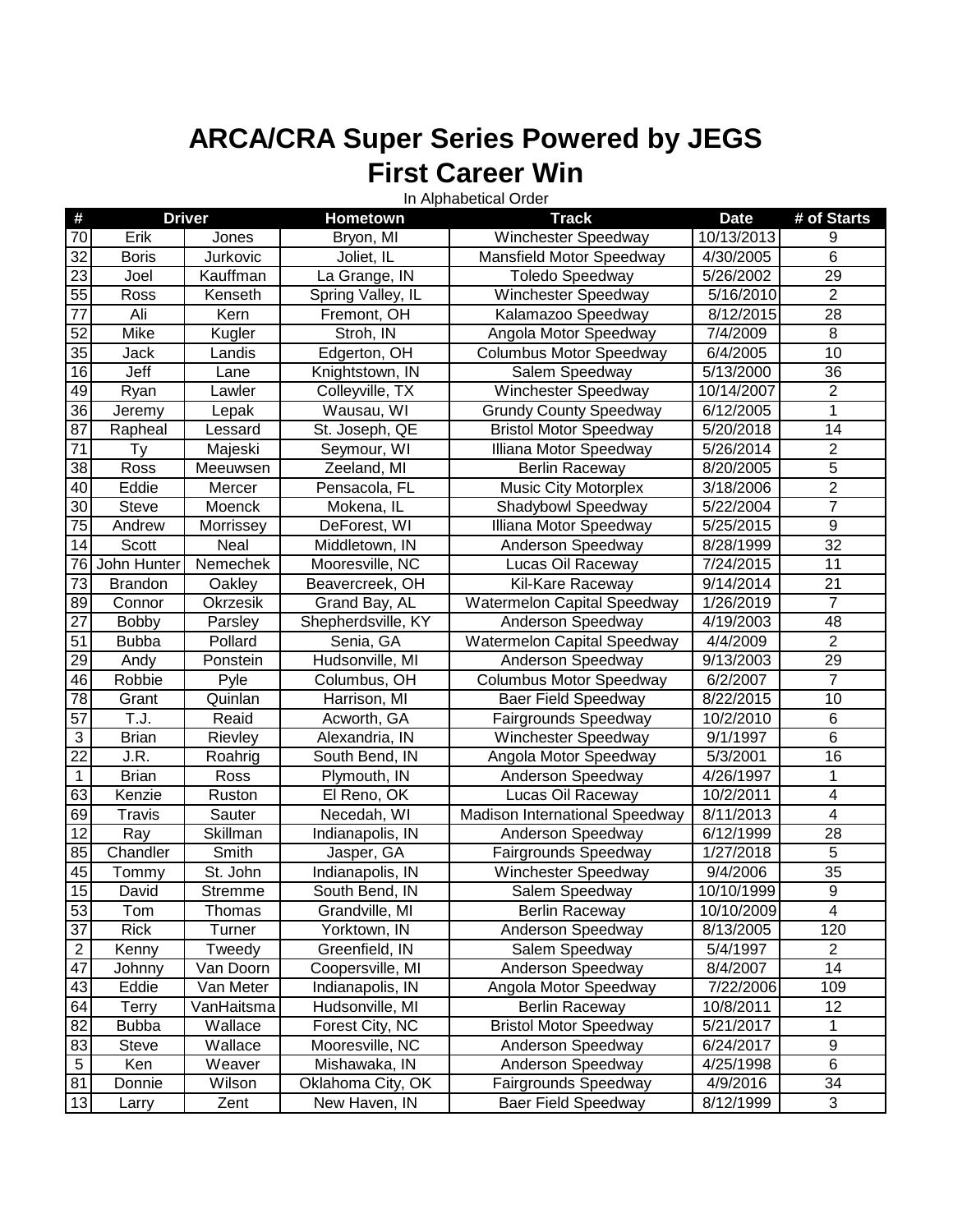# ARCA/CRA Super Series Powered by JEGS
# First Career Win

In Alphabetical Order

| # | Driver | | Hometown | Track | Date | # of Starts |
|---|---|---|---|---|---|---|
| 70 | Erik | Jones | Bryon, MI | Winchester Speedway | 10/13/2013 | 9 |
| 32 | Boris | Jurkovic | Joliet, IL | Mansfield Motor Speedway | 4/30/2005 | 6 |
| 23 | Joel | Kauffman | La Grange, IN | Toledo Speedway | 5/26/2002 | 29 |
| 55 | Ross | Kenseth | Spring Valley, IL | Winchester Speedway | 5/16/2010 | 2 |
| 77 | Ali | Kern | Fremont, OH | Kalamazoo Speedway | 8/12/2015 | 28 |
| 52 | Mike | Kugler | Stroh, IN | Angola Motor Speedway | 7/4/2009 | 8 |
| 35 | Jack | Landis | Edgerton, OH | Columbus Motor Speedway | 6/4/2005 | 10 |
| 16 | Jeff | Lane | Knightstown, IN | Salem Speedway | 5/13/2000 | 36 |
| 49 | Ryan | Lawler | Colleyville, TX | Winchester Speedway | 10/14/2007 | 2 |
| 36 | Jeremy | Lepak | Wausau, WI | Grundy County Speedway | 6/12/2005 | 1 |
| 87 | Rapheal | Lessard | St. Joseph, QE | Bristol Motor Speedway | 5/20/2018 | 14 |
| 71 | Ty | Majeski | Seymour, WI | Illiana Motor Speedway | 5/26/2014 | 2 |
| 38 | Ross | Meeuwsen | Zeeland, MI | Berlin Raceway | 8/20/2005 | 5 |
| 40 | Eddie | Mercer | Pensacola, FL | Music City Motorplex | 3/18/2006 | 2 |
| 30 | Steve | Moenck | Mokena, IL | Shadybowl Speedway | 5/22/2004 | 7 |
| 75 | Andrew | Morrissey | DeForest, WI | Illiana Motor Speedway | 5/25/2015 | 9 |
| 14 | Scott | Neal | Middletown, IN | Anderson Speedway | 8/28/1999 | 32 |
| 76 | John Hunter | Nemechek | Mooresville, NC | Lucas Oil Raceway | 7/24/2015 | 11 |
| 73 | Brandon | Oakley | Beavercreek, OH | Kil-Kare Raceway | 9/14/2014 | 21 |
| 89 | Connor | Okrzesik | Grand Bay, AL | Watermelon Capital Speedway | 1/26/2019 | 7 |
| 27 | Bobby | Parsley | Shepherdsville, KY | Anderson Speedway | 4/19/2003 | 48 |
| 51 | Bubba | Pollard | Senia, GA | Watermelon Capital Speedway | 4/4/2009 | 2 |
| 29 | Andy | Ponstein | Hudsonville, MI | Anderson Speedway | 9/13/2003 | 29 |
| 46 | Robbie | Pyle | Columbus, OH | Columbus Motor Speedway | 6/2/2007 | 7 |
| 78 | Grant | Quinlan | Harrison, MI | Baer Field Speedway | 8/22/2015 | 10 |
| 57 | T.J. | Reaid | Acworth, GA | Fairgrounds Speedway | 10/2/2010 | 6 |
| 3 | Brian | Rievley | Alexandria, IN | Winchester Speedway | 9/1/1997 | 6 |
| 22 | J.R. | Roahrig | South Bend, IN | Angola Motor Speedway | 5/3/2001 | 16 |
| 1 | Brian | Ross | Plymouth, IN | Anderson Speedway | 4/26/1997 | 1 |
| 63 | Kenzie | Ruston | El Reno, OK | Lucas Oil Raceway | 10/2/2011 | 4 |
| 69 | Travis | Sauter | Necedah, WI | Madison International Speedway | 8/11/2013 | 4 |
| 12 | Ray | Skillman | Indianapolis, IN | Anderson Speedway | 6/12/1999 | 28 |
| 85 | Chandler | Smith | Jasper, GA | Fairgrounds Speedway | 1/27/2018 | 5 |
| 45 | Tommy | St. John | Indianapolis, IN | Winchester Speedway | 9/4/2006 | 35 |
| 15 | David | Stremme | South Bend, IN | Salem Speedway | 10/10/1999 | 9 |
| 53 | Tom | Thomas | Grandville, MI | Berlin Raceway | 10/10/2009 | 4 |
| 37 | Rick | Turner | Yorktown, IN | Anderson Speedway | 8/13/2005 | 120 |
| 2 | Kenny | Tweedy | Greenfield, IN | Salem Speedway | 5/4/1997 | 2 |
| 47 | Johnny | Van Doorn | Coopersville, MI | Anderson Speedway | 8/4/2007 | 14 |
| 43 | Eddie | Van Meter | Indianapolis, IN | Angola Motor Speedway | 7/22/2006 | 109 |
| 64 | Terry | VanHaitsma | Hudsonville, MI | Berlin Raceway | 10/8/2011 | 12 |
| 82 | Bubba | Wallace | Forest City, NC | Bristol Motor Speedway | 5/21/2017 | 1 |
| 83 | Steve | Wallace | Mooresville, NC | Anderson Speedway | 6/24/2017 | 9 |
| 5 | Ken | Weaver | Mishawaka, IN | Anderson Speedway | 4/25/1998 | 6 |
| 81 | Donnie | Wilson | Oklahoma City, OK | Fairgrounds Speedway | 4/9/2016 | 34 |
| 13 | Larry | Zent | New Haven, IN | Baer Field Speedway | 8/12/1999 | 3 |